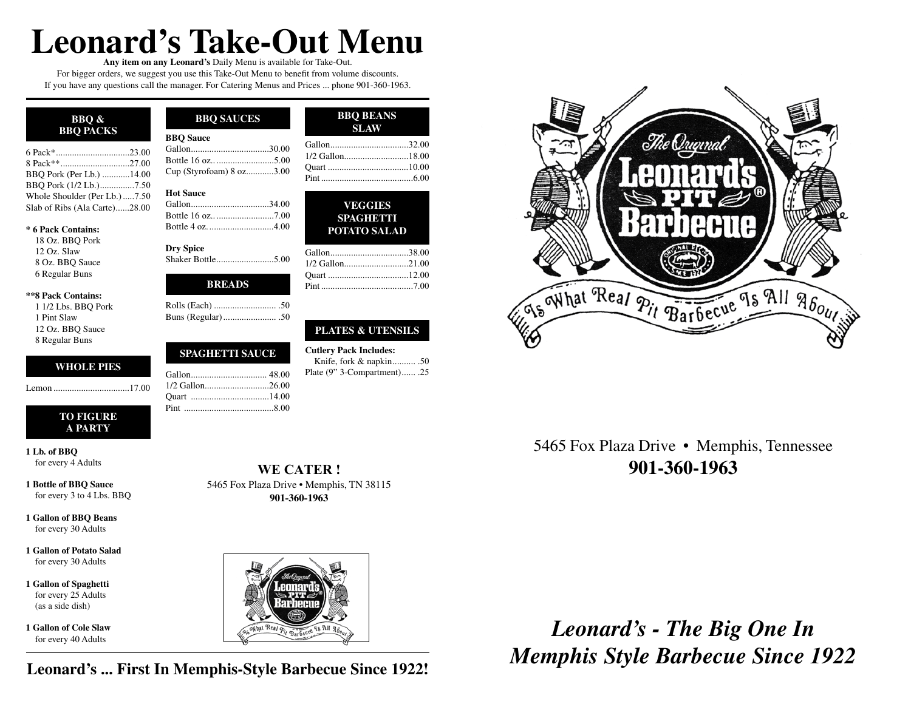# Leonard's Take-Out Menu

**Any item on any Leonard's** Daily Menu is available for Take-Out.
For bigger orders, we suggest you use this Take-Out Menu to benefit from volume discounts.
If you have any questions call the manager. For Catering Menus and Prices ... phone 901-360-1963.

## BBQ & BBQ PACKS

6 Pack*................................23.00
8 Pack**..............................27.00
BBQ Pork (Per Lb.) ............14.00
BBQ Pork (1/2 Lb.)...............7.50
Whole Shoulder (Per Lb.) .....7.50
Slab of Ribs (Ala Carte)......28.00

**\* 6 Pack Contains:**
18 Oz. BBQ Pork
12 Oz. Slaw
8 Oz. BBQ Sauce
6 Regular Buns

**\*\*8 Pack Contains:**
1 1/2 Lbs. BBQ Pork
1 Pint Slaw
12 Oz. BBQ Sauce
8 Regular Buns

## WHOLE PIES

Lemon .................................17.00

## TO FIGURE A PARTY

**1 Lb. of BBQ**
for every 4 Adults

**1 Bottle of BBQ Sauce**
for every 3 to 4 Lbs. BBQ

**1 Gallon of BBQ Beans**
for every 30 Adults

**1 Gallon of Potato Salad**
for every 30 Adults

**1 Gallon of Spaghetti**
for every 25 Adults
(as a side dish)

**1 Gallon of Cole Slaw**
for every 40 Adults

## BBQ SAUCES

**BBQ Sauce**
Gallon..................................30.00
Bottle 16 oz.. .........................5.00
Cup (Styrofoam) 8 oz............3.00

**Hot Sauce**
Gallon..................................34.00
Bottle 16 oz.. .........................7.00
Bottle 4 oz. ............................4.00

**Dry Spice**
Shaker Bottle.........................5.00

## BREADS

Rolls (Each) ........................... .50
Buns (Regular)....................... .50

## SPAGHETTI SAUCE

Gallon................................. 48.00
1/2 Gallon............................26.00
Quart ..................................14.00
Pint .......................................8.00

## BBQ BEANS SLAW

Gallon..................................32.00
1/2 Gallon............................18.00
Quart ...................................10.00
Pint ........................................6.00

## VEGGIES SPAGHETTI POTATO SALAD

Gallon..................................38.00
1/2 Gallon............................21.00
Quart ...................................12.00
Pint ........................................7.00

## PLATES & UTENSILS

**Cutlery Pack Includes:**
Knife, fork & napkin.......... .50
Plate (9" 3-Compartment)...... .25

## WE CATER !

5465 Fox Plaza Drive • Memphis, TN 38115
**901-360-1963**

**Leonard's ... First In Memphis-Style Barbecue Since 1922!**

The Original Leonard's Pit Barbecue
Is What Real Pit Barbecue Is All About

5465 Fox Plaza Drive • Memphis, Tennessee
**901-360-1963**

***Leonard's - The Big One In Memphis Style Barbecue Since 1922***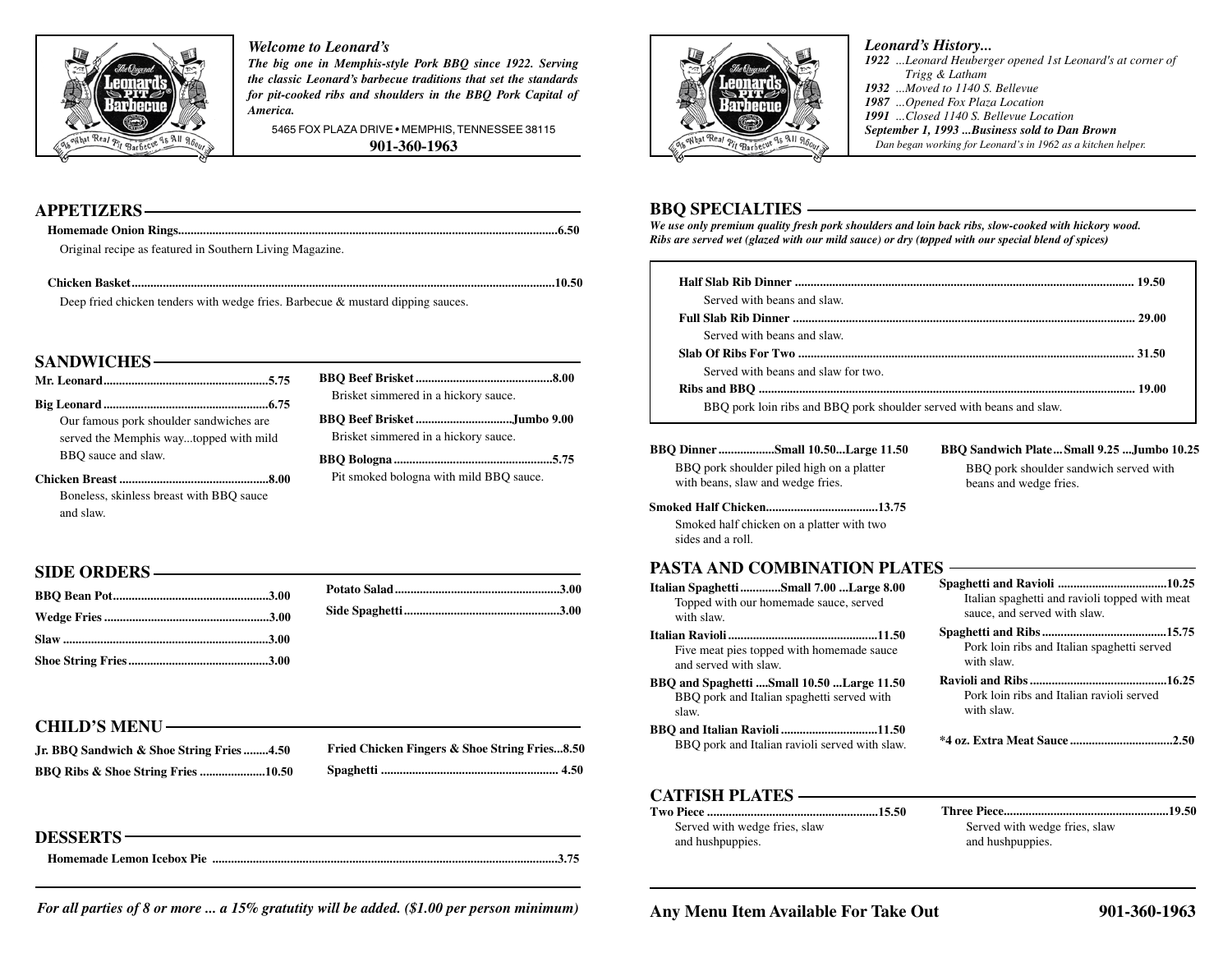*Welcome to Leonard's*

***The big one in Memphis-style Pork BBQ since 1922. Serving the classic Leonard's barbecue traditions that set the standards for pit-cooked ribs and shoulders in the BBQ Pork Capital of America.***

5465 FOX PLAZA DRIVE • MEMPHIS, TENNESSEE 38115

**901-360-1963**

## APPETIZERS

**Homemade Onion Rings....6.50**

Original recipe as featured in Southern Living Magazine.

**Chicken Basket....10.50**

Deep fried chicken tenders with wedge fries. Barbecue & mustard dipping sauces.

## SANDWICHES

**Mr. Leonard....5.75**

**Big Leonard....6.75**

Our famous pork shoulder sandwiches are served the Memphis way...topped with mild BBQ sauce and slaw.

**Chicken Breast....8.00**

Boneless, skinless breast with BBQ sauce and slaw.

**BBQ Beef Brisket....8.00**

Brisket simmered in a hickory sauce.

**BBQ Beef Brisket....Jumbo 9.00**

Brisket simmered in a hickory sauce.

**BBQ Bologna....5.75**

Pit smoked bologna with mild BBQ sauce.

## SIDE ORDERS

**BBQ Bean Pot....3.00**

**Wedge Fries....3.00**

**Slaw....3.00**

**Shoe String Fries....3.00**

**Potato Salad....3.00**

**Side Spaghetti....3.00**

## CHILD'S MENU

**Jr. BBQ Sandwich & Shoe String Fries....4.50**

**BBQ Ribs & Shoe String Fries....10.50**

**Fried Chicken Fingers & Shoe String Fries...8.50**

**Spaghetti....4.50**

## DESSERTS

**Homemade Lemon Icebox Pie....3.75**

*For all parties of 8 or more ... a 15% gratuity will be added. ($1.00 per person minimum)*

*Leonard's History...*

*1922 ...Leonard Heuberger opened 1st Leonard's at corner of Trigg & Latham*

*1932 ...Moved to 1140 S. Bellevue*

*1987 ...Opened Fox Plaza Location*

*1991 ...Closed 1140 S. Bellevue Location*

***September 1, 1993 ...Business sold to Dan Brown***

*Dan began working for Leonard's in 1962 as a kitchen helper.*

## BBQ SPECIALTIES

***We use only premium quality fresh pork shoulders and loin back ribs, slow-cooked with hickory wood. Ribs are served wet (glazed with our mild sauce) or dry (topped with our special blend of spices)***

**Half Slab Rib Dinner....19.50**

Served with beans and slaw.

**Full Slab Rib Dinner....29.00**

Served with beans and slaw.

**Slab Of Ribs For Two....31.50**

Served with beans and slaw for two.

**Ribs and BBQ....19.00**

BBQ pork loin ribs and BBQ pork shoulder served with beans and slaw.

**BBQ Dinner....Small 10.50...Large 11.50**

BBQ pork shoulder piled high on a platter with beans, slaw and wedge fries.

**Smoked Half Chicken....13.75**

Smoked half chicken on a platter with two sides and a roll.

**BBQ Sandwich Plate...Small 9.25 ...Jumbo 10.25**

BBQ pork shoulder sandwich served with beans and wedge fries.

## PASTA AND COMBINATION PLATES

**Italian Spaghetti....Small 7.00 ...Large 8.00**

Topped with our homemade sauce, served with slaw.

**Italian Ravioli....11.50**

Five meat pies topped with homemade sauce and served with slaw.

**BBQ and Spaghetti ....Small 10.50 ...Large 11.50**

BBQ pork and Italian spaghetti served with slaw.

**BBQ and Italian Ravioli....11.50**

BBQ pork and Italian ravioli served with slaw.

**Spaghetti and Ravioli....10.25**

Italian spaghetti and ravioli topped with meat sauce, and served with slaw.

**Spaghetti and Ribs....15.75**

Pork loin ribs and Italian spaghetti served with slaw.

**Ravioli and Ribs....16.25**

Pork loin ribs and Italian ravioli served with slaw.

***4 oz. Extra Meat Sauce....2.50**

## CATFISH PLATES

**Two Piece....15.50**

Served with wedge fries, slaw and hushpuppies.

**Three Piece....19.50**

Served with wedge fries, slaw and hushpuppies.

**Any Menu Item Available For Take Out** **901-360-1963**